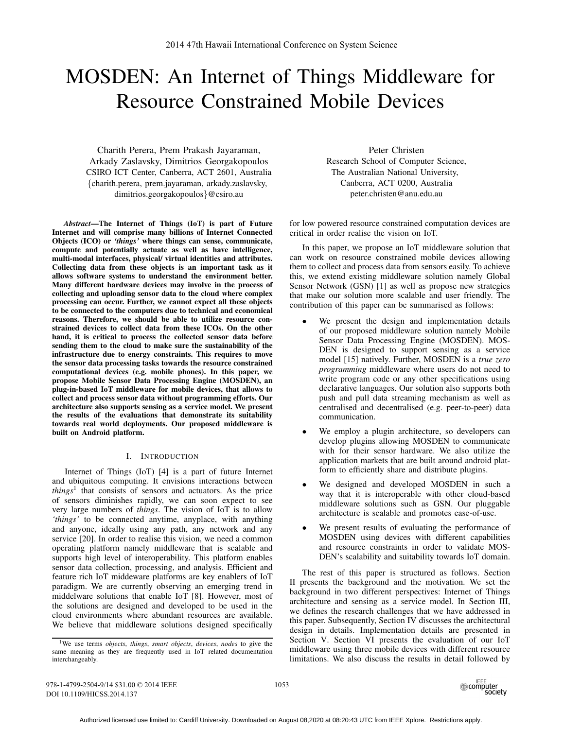# MOSDEN: An Internet of Things Middleware for Resource Constrained Mobile Devices

Charith Perera, Prem Prakash Jayaraman, Arkady Zaslavsky, Dimitrios Georgakopoulos
CSIRO ICT Center, Canberra, ACT 2601, Australia
{charith.perera, prem.jayaraman, arkady.zaslavsky, dimitrios.georgakopoulos}@csiro.au

Peter Christen
Research School of Computer Science,
The Australian National University,
Canberra, ACT 0200, Australia
peter.christen@anu.edu.au

***Abstract*—The Internet of Things (IoT) is part of Future Internet and will comprise many billions of Internet Connected Objects (ICO) or *'things'* where things can sense, communicate, compute and potentially actuate as well as have intelligence, multi-modal interfaces, physical/ virtual identities and attributes. Collecting data from these objects is an important task as it allows software systems to understand the environment better. Many different hardware devices may involve in the process of collecting and uploading sensor data to the cloud where complex processing can occur. Further, we cannot expect all these objects to be connected to the computers due to technical and economical reasons. Therefore, we should be able to utilize resource constrained devices to collect data from these ICOs. On the other hand, it is critical to process the collected sensor data before sending them to the cloud to make sure the sustainability of the infrastructure due to energy constraints. This requires to move the sensor data processing tasks towards the resource constrained computational devices (e.g. mobile phones). In this paper, we propose Mobile Sensor Data Processing Engine (MOSDEN), an plug-in-based IoT middleware for mobile devices, that allows to collect and process sensor data without programming efforts. Our architecture also supports sensing as a service model. We present the results of the evaluations that demonstrate its suitability towards real world deployments. Our proposed middleware is built on Android platform.**

## I. Introduction

Internet of Things (IoT) [4] is a part of future Internet and ubiquitous computing. It envisions interactions between *things*[1] that consists of sensors and actuators. As the price of sensors diminishes rapidly, we can soon expect to see very large numbers of *things*. The vision of IoT is to allow *'things'* to be connected anytime, anyplace, with anything and anyone, ideally using any path, any network and any service [20]. In order to realise this vision, we need a common operating platform namely middleware that is scalable and supports high level of interoperability. This platform enables sensor data collection, processing, and analysis. Efficient and feature rich IoT middeware platforms are key enablers of IoT paradigm. We are currently observing an emerging trend in middelware solutions that enable IoT [8]. However, most of the solutions are designed and developed to be used in the cloud environments where abundant resources are available. We believe that middleware solutions designed specifically for low powered resource constrained computation devices are critical in order realise the vision on IoT.

In this paper, we propose an IoT middleware solution that can work on resource constrained mobile devices allowing them to collect and process data from sensors easily. To achieve this, we extend existing middleware solution namely Global Sensor Network (GSN) [1] as well as propose new strategies that make our solution more scalable and user friendly. The contribution of this paper can be summarised as follows:

- We present the design and implementation details of our proposed middleware solution namely Mobile Sensor Data Processing Engine (MOSDEN). MOSDEN is designed to support sensing as a service model [15] natively. Further, MOSDEN is a *true zero programming* middleware where users do not need to write program code or any other specifications using declarative languages. Our solution also supports both push and pull data streaming mechanism as well as centralised and decentralised (e.g. peer-to-peer) data communication.
- We employ a plugin architecture, so developers can develop plugins allowing MOSDEN to communicate with for their sensor hardware. We also utilize the application markets that are built around android platform to efficiently share and distribute plugins.
- We designed and developed MOSDEN in such a way that it is interoperable with other cloud-based middleware solutions such as GSN. Our pluggable architecture is scalable and promotes ease-of-use.
- We present results of evaluating the performance of MOSDEN using devices with different capabilities and resource constraints in order to validate MOSDEN's scalability and suitability towards IoT domain.

The rest of this paper is structured as follows. Section II presents the background and the motivation. We set the background in two different perspectives: Internet of Things architecture and sensing as a service model. In Section III, we defines the research challenges that we have addressed in this paper. Subsequently, Section IV discusses the architectural design in details. Implementation details are presented in Section V. Section VI presents the evaluation of our IoT middleware using three mobile devices with different resource limitations. We also discuss the results in detail followed by

[1] We use terms *objects*, *things*, *smart objects*, *devices*, *nodes* to give the same meaning as they are frequently used in IoT related documentation interchangeably.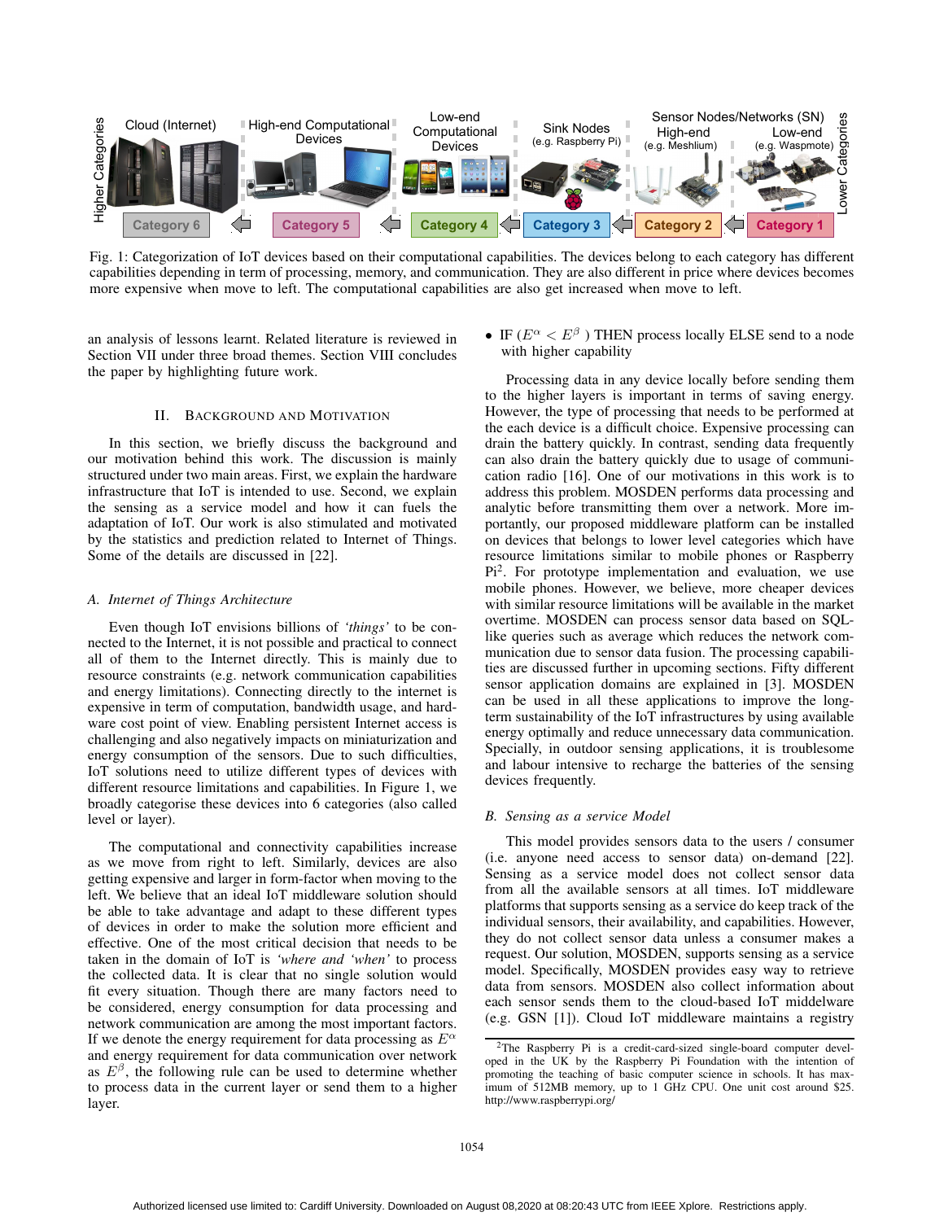Fig. 1: Categorization of IoT devices based on their computational capabilities. The devices belong to each category has different capabilities depending in term of processing, memory, and communication. They are also different in price where devices becomes more expensive when move to left. The computational capabilities are also get increased when move to left.

an analysis of lessons learnt. Related literature is reviewed in Section VII under three broad themes. Section VIII concludes the paper by highlighting future work.

## II. Background and Motivation

In this section, we briefly discuss the background and our motivation behind this work. The discussion is mainly structured under two main areas. First, we explain the hardware infrastructure that IoT is intended to use. Second, we explain the sensing as a service model and how it can fuels the adaptation of IoT. Our work is also stimulated and motivated by the statistics and prediction related to Internet of Things. Some of the details are discussed in [22].

### A. Internet of Things Architecture

Even though IoT envisions billions of *'things'* to be connected to the Internet, it is not possible and practical to connect all of them to the Internet directly. This is mainly due to resource constraints (e.g. network communication capabilities and energy limitations). Connecting directly to the internet is expensive in term of computation, bandwidth usage, and hardware cost point of view. Enabling persistent Internet access is challenging and also negatively impacts on miniaturization and energy consumption of the sensors. Due to such difficulties, IoT solutions need to utilize different types of devices with different resource limitations and capabilities. In Figure 1, we broadly categorise these devices into 6 categories (also called level or layer).

The computational and connectivity capabilities increase as we move from right to left. Similarly, devices are also getting expensive and larger in form-factor when moving to the left. We believe that an ideal IoT middleware solution should be able to take advantage and adapt to these different types of devices in order to make the solution more efficient and effective. One of the most critical decision that needs to be taken in the domain of IoT is *'where and 'when'* to process the collected data. It is clear that no single solution would fit every situation. Though there are many factors need to be considered, energy consumption for data processing and network communication are among the most important factors. If we denote the energy requirement for data processing as $E^{\alpha}$ and energy requirement for data communication over network as $E^{\beta}$, the following rule can be used to determine whether to process data in the current layer or send them to a higher layer.

- IF ($E^{\alpha} < E^{\beta}$ ) THEN process locally ELSE send to a node with higher capability

Processing data in any device locally before sending them to the higher layers is important in terms of saving energy. However, the type of processing that needs to be performed at the each device is a difficult choice. Expensive processing can drain the battery quickly. In contrast, sending data frequently can also drain the battery quickly due to usage of communication radio [16]. One of our motivations in this work is to address this problem. MOSDEN performs data processing and analytic before transmitting them over a network. More importantly, our proposed middleware platform can be installed on devices that belongs to lower level categories which have resource limitations similar to mobile phones or Raspberry Pi[2]. For prototype implementation and evaluation, we use mobile phones. However, we believe, more cheaper devices with similar resource limitations will be available in the market overtime. MOSDEN can process sensor data based on SQL-like queries such as average which reduces the network communication due to sensor data fusion. The processing capabilities are discussed further in upcoming sections. Fifty different sensor application domains are explained in [3]. MOSDEN can be used in all these applications to improve the long-term sustainability of the IoT infrastructures by using available energy optimally and reduce unnecessary data communication. Specially, in outdoor sensing applications, it is troublesome and labour intensive to recharge the batteries of the sensing devices frequently.

### B. Sensing as a service Model

This model provides sensors data to the users / consumer (i.e. anyone need access to sensor data) on-demand [22]. Sensing as a service model does not collect sensor data from all the available sensors at all times. IoT middleware platforms that supports sensing as a service do keep track of the individual sensors, their availability, and capabilities. However, they do not collect sensor data unless a consumer makes a request. Our solution, MOSDEN, supports sensing as a service model. Specifically, MOSDEN provides easy way to retrieve data from sensors. MOSDEN also collect information about each sensor sends them to the cloud-based IoT middelware (e.g. GSN [1]). Cloud IoT middleware maintains a registry

[2]The Raspberry Pi is a credit-card-sized single-board computer developed in the UK by the Raspberry Pi Foundation with the intention of promoting the teaching of basic computer science in schools. It has maximum of 512MB memory, up to 1 GHz CPU. One unit cost around \$25. http://www.raspberrypi.org/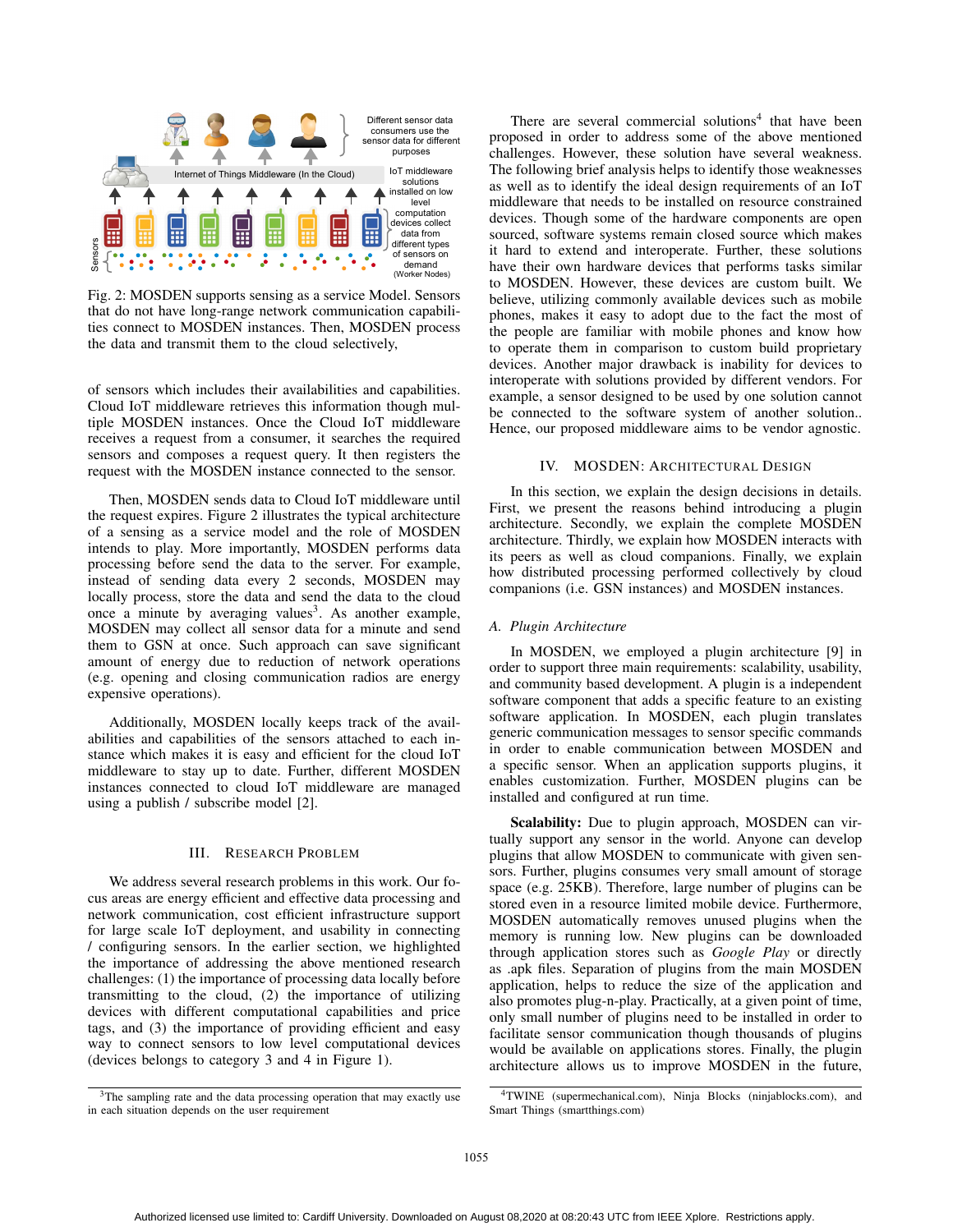Fig. 2: MOSDEN supports sensing as a service Model. Sensors that do not have long-range network communication capabilities connect to MOSDEN instances. Then, MOSDEN process the data and transmit them to the cloud selectively,

of sensors which includes their availabilities and capabilities. Cloud IoT middleware retrieves this information though multiple MOSDEN instances. Once the Cloud IoT middleware receives a request from a consumer, it searches the required sensors and composes a request query. It then registers the request with the MOSDEN instance connected to the sensor.

Then, MOSDEN sends data to Cloud IoT middleware until the request expires. Figure 2 illustrates the typical architecture of a sensing as a service model and the role of MOSDEN intends to play. More importantly, MOSDEN performs data processing before send the data to the server. For example, instead of sending data every 2 seconds, MOSDEN may locally process, store the data and send the data to the cloud once a minute by averaging values[3]. As another example, MOSDEN may collect all sensor data for a minute and send them to GSN at once. Such approach can save significant amount of energy due to reduction of network operations (e.g. opening and closing communication radios are energy expensive operations).

Additionally, MOSDEN locally keeps track of the availabilities and capabilities of all sensors attached to each instance which makes it is easy and efficient for the cloud IoT middleware to stay up to date. Further, different MOSDEN instances connected to cloud IoT middleware are managed using a publish / subscribe model [2].

## III. Research Problem

We address several research problems in this work. Our focus areas are energy efficient and effective data processing and network communication, cost efficient infrastructure support for large scale IoT deployment, and usability in connecting / configuring sensors. In the earlier section, we highlighted the importance of addressing the above mentioned research challenges: (1) the importance of processing data locally before transmitting to the cloud, (2) the importance of utilizing devices with different computational capabilities and price tags, and (3) the importance of providing efficient and easy way to connect sensors to low level computational devices (devices belongs to category 3 and 4 in Figure 1).

[3]The sampling rate and the data processing operation that may exactly use in each situation depends on the user requirement

There are several commercial solutions[4] that have been proposed in order to address some of the above mentioned challenges. However, these solution have several weakness. The following brief analysis helps to identify those weaknesses as well as to identify the ideal design requirements of an IoT middleware that needs to be installed on resource constrained devices. Though some of the hardware components are open sourced, software systems remain closed source which makes it hard to extend and interoperate. Further, these solutions have their own hardware devices that performs tasks similar to MOSDEN. However, these devices are custom built. We believe, utilizing commonly available devices such as mobile phones, makes it easy to adopt due to the fact the most of the people are familiar with mobile phones and know how to operate them in comparison to custom build proprietary devices. Another major drawback is inability for devices to interoperate with solutions provided by different vendors. For example, a sensor designed to be used by one solution cannot be connected to the software system of another solution.. Hence, our proposed middleware aims to be vendor agnostic.

## IV. MOSDEN: Architectural Design

In this section, we explain the design decisions in details. First, we present the reasons behind introducing a plugin architecture. Secondly, we explain the complete MOSDEN architecture. Thirdly, we explain how MOSDEN interacts with its peers as well as cloud companions. Finally, we explain how distributed processing performed collectively by cloud companions (i.e. GSN instances) and MOSDEN instances.

### *A. Plugin Architecture*

In MOSDEN, we employed a plugin architecture [9] in order to support three main requirements: scalability, usability, and community based development. A plugin is a independent software component that adds a specific feature to an existing software application. In MOSDEN, each plugin translates generic communication messages to sensor specific commands in order to enable communication between MOSDEN and a specific sensor. When an application supports plugins, it enables customization. Further, MOSDEN plugins can be installed and configured at run time.

**Scalability:** Due to plugin approach, MOSDEN can virtually support any sensor in the world. Anyone can develop plugins that allow MOSDEN to communicate with given sensors. Further, plugins consumes very small amount of storage space (e.g. 25KB). Therefore, large number of plugins can be stored even in a resource limited mobile device. Furthermore, MOSDEN automatically removes unused plugins when the memory is running low. New plugins can be downloaded through application stores such as *Google Play* or directly as .apk files. Separation of plugins from the main MOSDEN application, helps to reduce the size of the application and also promotes plug-n-play. Practically, at a given point of time, only small number of plugins need to be installed in order to facilitate sensor communication though thousands of plugins would be available on applications stores. Finally, the plugin architecture allows us to improve MOSDEN in the future,

[4]TWINE (supermechanical.com), Ninja Blocks (ninjablocks.com), and Smart Things (smartthings.com)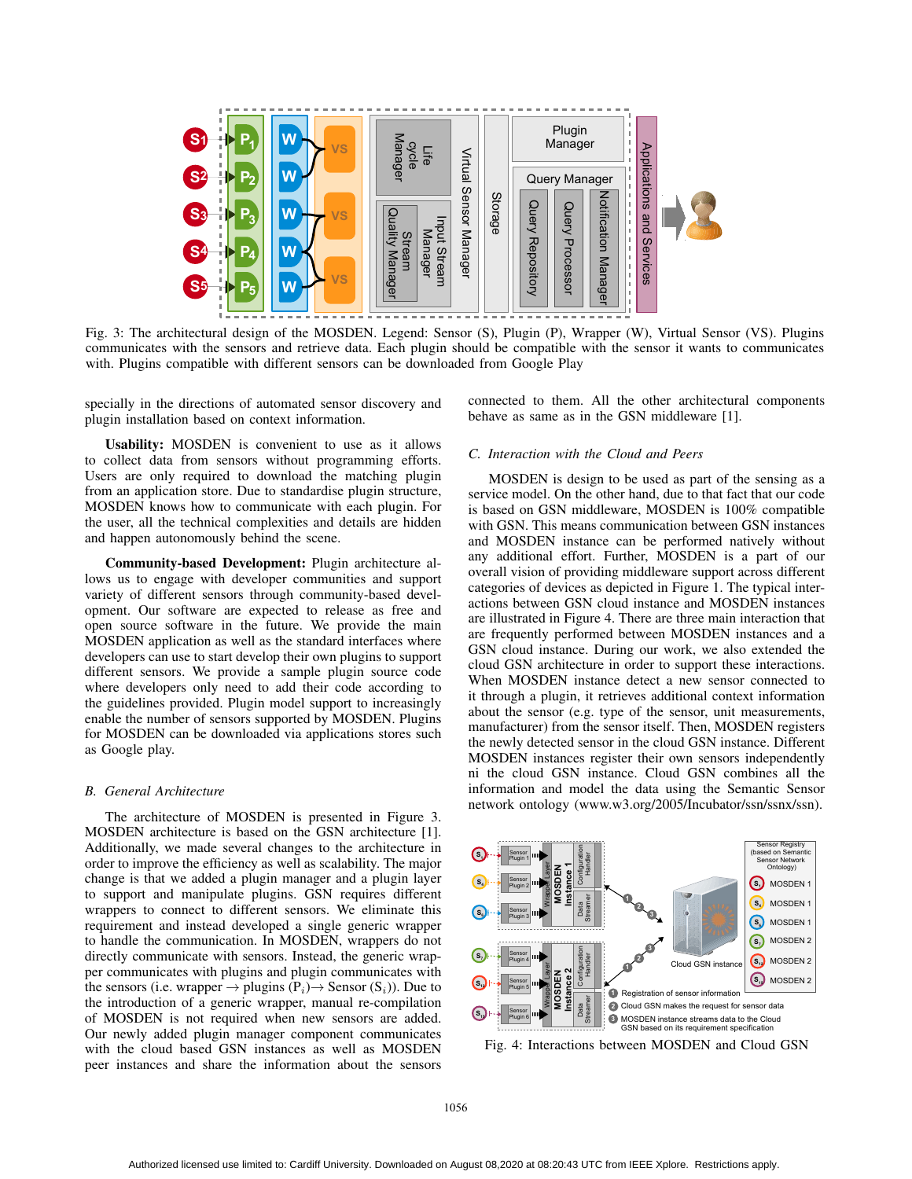Fig. 3: The architectural design of the MOSDEN. Legend: Sensor (S), Plugin (P), Wrapper (W), Virtual Sensor (VS). Plugins communicates with the sensors and retrieve data. Each plugin should be compatible with the sensor it wants to communicates with. Plugins compatible with different sensors can be downloaded from Google Play

specially in the directions of automated sensor discovery and plugin installation based on context information.

**Usability:** MOSDEN is convenient to use as it allows to collect data from sensors without programming efforts. Users are only required to download the matching plugin from an application store. Due to standardise plugin structure, MOSDEN knows how to communicate with each plugin. For the user, all the technical complexities and details are hidden and happen autonomously behind the scene.

**Community-based Development:** Plugin architecture allows us to engage with developer communities and support variety of different sensors through community-based development. Our software are expected to release as free and open source software in the future. We provide the main MOSDEN application as well as the standard interfaces where developers can use to start develop their own plugins to support different sensors. We provide a sample plugin source code where developers only need to add their code according to the guidelines provided. Plugin model support to increasingly enable the number of sensors supported by MOSDEN. Plugins for MOSDEN can be downloaded via applications stores such as Google play.

### *B. General Architecture*

The architecture of MOSDEN is presented in Figure 3. MOSDEN architecture is based on the GSN architecture [1]. Additionally, we made several changes to the architecture in order to improve the efficiency as well as scalability. The major change is that we added a plugin manager and a plugin layer to support and manipulate plugins. GSN requires different wrappers to connect to different sensors. We eliminate this requirement and instead developed a single generic wrapper to handle the communication. In MOSDEN, wrappers do not directly communicate with sensors. Instead, the generic wrapper communicates with plugins and plugin communicates with the sensors (i.e. wrapper $\rightarrow$ plugins ($P_i$)$\rightarrow$ Sensor ($S_i$)). Due to the introduction of a generic wrapper, manual re-compilation of MOSDEN is not required when new sensors are added. Our newly added plugin manager component communicates with the cloud based GSN instances as well as MOSDEN peer instances and share the information about the sensors connected to them. All the other architectural components behave as same as in the GSN middleware [1].

### *C. Interaction with the Cloud and Peers*

MOSDEN is design to be used as part of the sensing as a service model. On the other hand, due to that fact that our code is based on GSN middleware, MOSDEN is 100% compatible with GSN. This means communication between GSN instances and MOSDEN instance can be performed natively without any additional effort. Further, MOSDEN is a part of our overall vision of providing middleware support across different categories of devices as depicted in Figure 1. The typical interactions between GSN cloud instance and MOSDEN instances are illustrated in Figure 4. There are three main interaction that are frequently performed between MOSDEN instances and a GSN cloud instance. During our work, we also extended the cloud GSN architecture in order to support these interactions. When MOSDEN instance detect a new sensor connected to it through a plugin, it retrieves additional context information about the sensor (e.g. type of the sensor, unit measurements, manufacturer) from the sensor itself. Then, MOSDEN registers the newly detected sensor in the cloud GSN instance. Different MOSDEN instances register their own sensors independently ni the cloud GSN instance. Cloud GSN combines all the information and model the data using the Semantic Sensor network ontology (www.w3.org/2005/Incubator/ssn/ssnx/ssn).

Fig. 4: Interactions between MOSDEN and Cloud GSN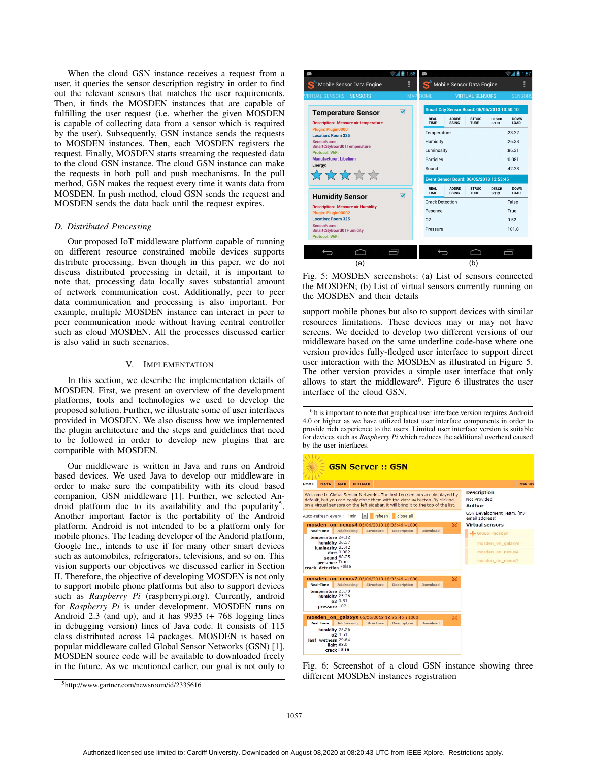When the cloud GSN instance receives a request from a user, it queries the sensor description registry in order to find out the relevant sensors that matches the user requirements. Then, it finds the MOSDEN instances that are capable of fulfilling the user request (i.e. whether the given MOSDEN is capable of collecting data from a sensor which is required by the user). Subsequently, GSN instance sends the requests to MOSDEN instances. Then, each MOSDEN registers the request. Finally, MOSDEN starts streaming the requested data to the cloud GSN instance. The cloud GSN instance can make the requests in both pull and push mechanisms. In the pull method, GSN makes the request every time it wants data from MOSDEN. In push method, cloud GSN sends the request and MOSDEN sends the data back until the request expires.

### D. Distributed Processing

Our proposed IoT middleware platform capable of running on different resource constrained mobile devices supports distribute processing. Even though in this paper, we do not discuss distributed processing in detail, it is important to note that, processing data locally saves substantial amount of network communication cost. Additionally, peer to peer data communication and processing is also important. For example, multiple MOSDEN instance can interact in peer to peer communication mode without having central controller such as cloud MOSDEN. All the processes discussed earlier is also valid in such scenarios.

## V. Implementation

In this section, we describe the implementation details of MOSDEN. First, we present an overview of the development platforms, tools and technologies we used to develop the proposed solution. Further, we illustrate some of user interfaces provided in MOSDEN. We also discuss how we implemented the plugin architecture and the steps and guidelines that need to be followed in order to develop new plugins that are compatible with MOSDEN.

Our middleware is written in Java and runs on Android based devices. We used Java to develop our middleware in order to make sure the compatibility with its cloud based companion, GSN middleware [1]. Further, we selected Android platform due to its availability and the popularity[5]. Another important factor is the portability of the Android platform. Android is not intended to be a platform only for mobile phones. The leading developer of the Andorid platform, Google Inc., intends to use if for many other smart devices such as automobiles, refrigerators, televisions, and so on. This vision supports our objectives we discussed earlier in Section II. Therefore, the objective of developing MOSDEN is not only to support mobile phones but also to support devices with similar resources limitations. These devices may or may not have screens. We decided to develop two different versions of our middleware based on the same underline code-base where one version provides fully-fledged user interface to support direct user interaction with the MOSDEN as illustrated in Figure 5. The other version provides a simple user interface that only allows to start the middleware[6]. Figure 6 illustrates the user interface of the cloud GSN.

such as *Raspberry Pi* (raspberrypi.org). Currently, android for *Raspberry Pi* is under development. MOSDEN runs on Android 2.3 (and up), and it has 9935 (+ 768 logging lines in debugging version) lines of Java code. It consists of 115 class distributed across 14 packages. MOSDEN is based on popular middleware called Global Sensor Networks (GSN) [1]. MOSDEN source code will be available to downloaded freely in the future. As we mentioned earlier, our goal is not only to

Fig. 5: MOSDEN screenshots: (a) List of sensors connected the MOSDEN; (b) List of virtual sensors currently running on the MOSDEN and their details

Fig. 6: Screenshot of a cloud GSN instance showing three different MOSDEN instances registration

[5] http://www.gartner.com/newsroom/id/2335616

[6] It is important to note that graphical user interface version requires Android 4.0 or higher as we have utilized latest user interface components in order to provide rich experience to the users. Limited user interface version is suitable for devices such as *Raspberry Pi* which reduces the additional overhead caused by the user interfaces.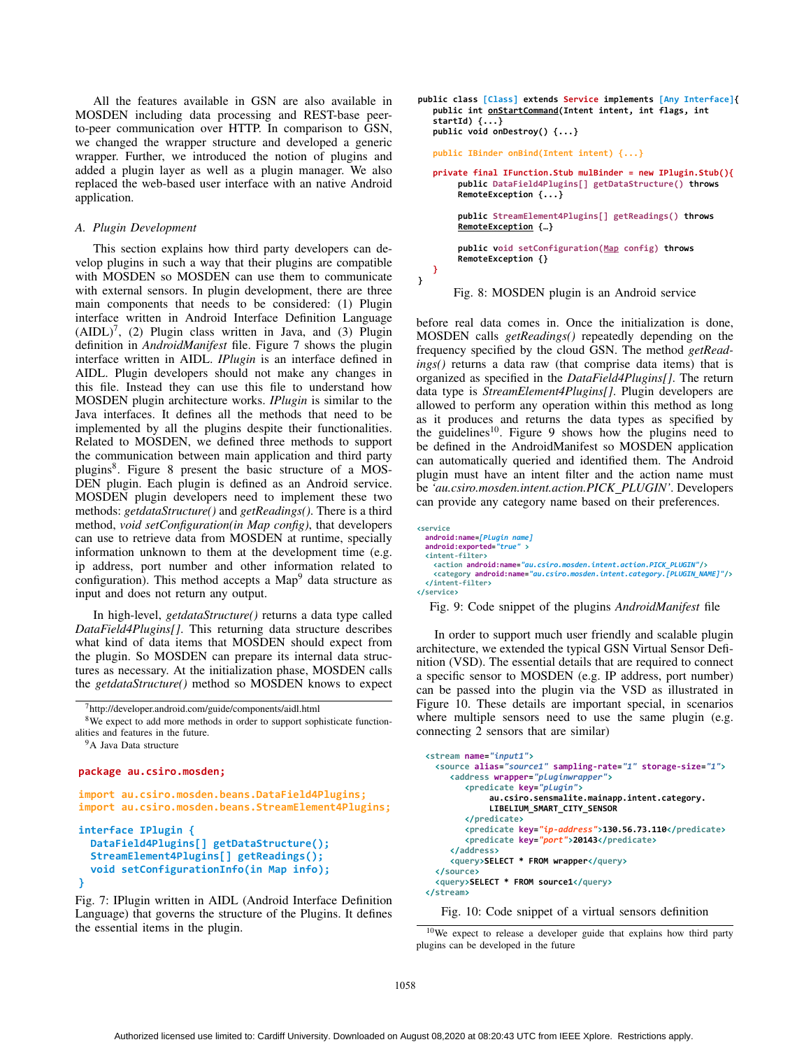All the features available in GSN are also available in MOSDEN including data processing and REST-base peer-to-peer communication over HTTP. In comparison to GSN, we changed the wrapper structure and developed a generic wrapper. Further, we introduced the notion of plugins and added a plugin layer as well as a plugin manager. We also replaced the web-based user interface with an native Android application.

### A. Plugin Development

This section explains how third party developers can develop plugins in such a way that their plugins are compatible with MOSDEN so MOSDEN can use them to communicate with external sensors. In plugin development, there are three main components that needs to be considered: (1) Plugin interface written in Android Interface Definition Language (AIDL)[7], (2) Plugin class written in Java, and (3) Plugin definition in *AndroidManifest* file. Figure 7 shows the plugin interface written in AIDL. *IPlugin* is an interface defined in AIDL. Plugin developers should not make any changes in this file. Instead they can use this file to understand how MOSDEN plugin architecture works. *IPlugin* is similar to the Java interfaces. It defines all the methods that need to be implemented by all the plugins despite their functionalities. Related to MOSDEN, we defined three methods to support the communication between main application and third party plugins[8]. Figure 8 present the basic structure of a MOSDEN plugin. Each plugin is defined as an Android service. MOSDEN plugin developers need to implement these two methods: *getdataStructure()* and *getReadings()*. There is a third method, *void setConfiguration(in Map config)*, that developers can use to retrieve data from MOSDEN at runtime, specially information unknown to them at the development time (e.g. ip address, port number and other information related to configuration). This method accepts a Map[9] data structure as input and does not return any output.

In high-level, *getdataStructure()* returns a data type called *DataField4Plugins[]*. This returning data structure describes what kind of data items that MOSDEN should expect from the plugin. So MOSDEN can prepare its internal data structures as necessary. At the initialization phase, MOSDEN calls the *getdataStructure()* method so MOSDEN knows to expect

[7] http://developer.android.com/guide/components/aidl.html

[8] We expect to add more methods in order to support sophisticate functionalities and features in the future.

[9] A Java Data structure

```
package au.csiro.mosden;

import au.csiro.mosden.beans.DataField4Plugins;
import au.csiro.mosden.beans.StreamElement4Plugins;

interface IPlugin {
  DataField4Plugins[] getDataStructure();
  StreamElement4Plugins[] getReadings();
  void setConfigurationInfo(in Map info);
}
```

Fig. 7: IPlugin written in AIDL (Android Interface Definition Language) that governs the structure of the Plugins. It defines the essential items in the plugin.

```
public class [Class] extends Service implements [Any Interface]{
   public int onStartCommand(Intent intent, int flags, int
   startId) {...}
   public void onDestroy() {...}

   public IBinder onBind(Intent intent) {...}

   private final IFunction.Stub mulBinder = new IPlugin.Stub(){
        public DataField4Plugins[] getDataStructure() throws
        RemoteException {...}

        public StreamElement4Plugins[] getReadings() throws
        RemoteException {…}

        public void setConfiguration(Map config) throws
        RemoteException {}
   }
}
```

Fig. 8: MOSDEN plugin is an Android service

before real data comes in. Once the initialization is done, MOSDEN calls *getReadings()* repeatedly depending on the frequency specified by the cloud GSN. The method *getReadings()* returns a data raw (that comprise data items) that is organized as specified in the *DataField4Plugins[]*. The return data type is *StreamElement4Plugins[]*. Plugin developers are allowed to perform any operation within this method as long as it produces and returns the data types as specified by the guidelines[10]. Figure 9 shows how the plugins need to be defined in the AndroidManifest so MOSDEN application can automatically queried and identified them. The Android plugin must have an intent filter and the action name must be *'au.csiro.mosden.intent.action.PICK_PLUGIN'*. Developers can provide any category name based on their preferences.

```
<service
  android:name=[Plugin name]
  android:exported="true" >
  <intent-filter>
    <action android:name="au.csiro.mosden.intent.action.PICK_PLUGIN"/>
    <category android:name="au.csiro.mosden.intent.category.[PLUGIN_NAME]"/>
  </intent-filter>
</service>
```

Fig. 9: Code snippet of the plugins *AndroidManifest* file

In order to support much user friendly and scalable plugin architecture, we extended the typical GSN Virtual Sensor Definition (VSD). The essential details that are required to connect a specific sensor to MOSDEN (e.g. IP address, port number) can be passed into the plugin via the VSD as illustrated in Figure 10. These details are important special, in scenarios where multiple sensors need to use the same plugin (e.g. connecting 2 sensors that are similar)

```
<stream name="input1">
  <source alias="source1" sampling-rate="1" storage-size="1">
     <address wrapper="pluginwrapper">
        <predicate key="plugin">
             au.csiro.sensmalite.mainapp.intent.category.
             LIBELIUM_SMART_CITY_SENSOR
        </predicate>
        <predicate key="ip-address">130.56.73.110</predicate>
        <predicate key="port">20143</predicate>
     </address>
     <query>SELECT * FROM wrapper</query>
  </source>
  <query>SELECT * FROM source1</query>
</stream>
```

Fig. 10: Code snippet of a virtual sensors definition

[10] We expect to release a developer guide that explains how third party plugins can be developed in the future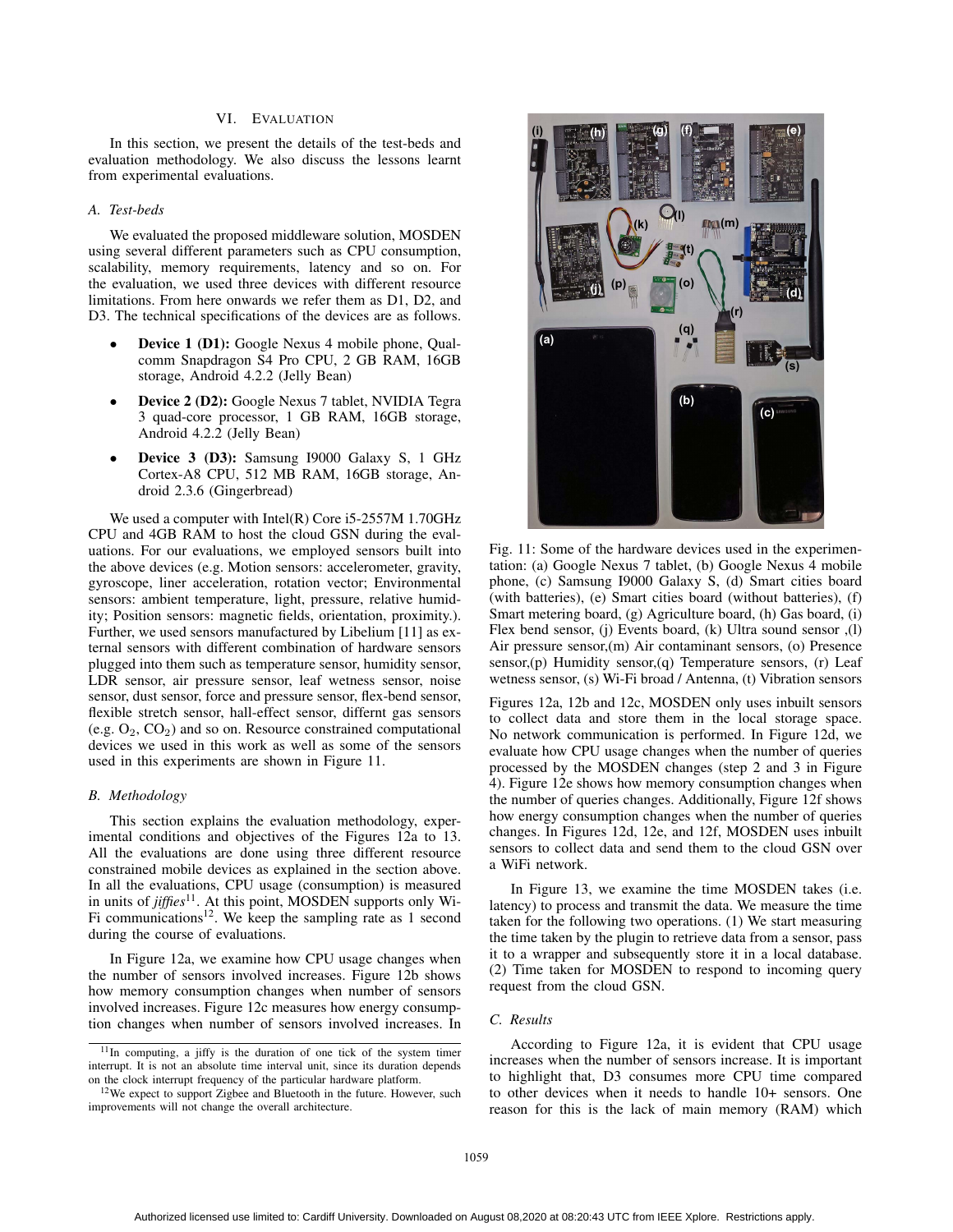## VI. Evaluation

In this section, we present the details of the test-beds and evaluation methodology. We also discuss the lessons learnt from experimental evaluations.

### A. Test-beds

We evaluated the proposed middleware solution, MOSDEN using several different parameters such as CPU consumption, scalability, memory requirements, latency and so on. For the evaluation, we used three devices with different resource limitations. From here onwards we refer them as D1, D2, and D3. The technical specifications of the devices are as follows.

- **Device 1 (D1):** Google Nexus 4 mobile phone, Qualcomm Snapdragon S4 Pro CPU, 2 GB RAM, 16GB storage, Android 4.2.2 (Jelly Bean)
- **Device 2 (D2):** Google Nexus 7 tablet, NVIDIA Tegra 3 quad-core processor, 1 GB RAM, 16GB storage, Android 4.2.2 (Jelly Bean)
- **Device 3 (D3):** Samsung I9000 Galaxy S, 1 GHz Cortex-A8 CPU, 512 MB RAM, 16GB storage, Android 2.3.6 (Gingerbread)

We used a computer with Intel(R) Core i5-2557M 1.70GHz CPU and 4GB RAM to host the cloud GSN during the evaluations. For our evaluations, we employed sensors built into the above devices (e.g. Motion sensors: accelerometer, gravity, gyroscope, liner acceleration, rotation vector; Environmental sensors: ambient temperature, light, pressure, relative humidity; Position sensors: magnetic fields, orientation, proximity.). Further, we used sensors manufactured by Libelium [11] as external sensors with different combination of hardware sensors plugged into them such as temperature sensor, humidity sensor, LDR sensor, air pressure sensor, leaf wetness sensor, noise sensor, dust sensor, force and pressure sensor, flex-bend sensor, flexible stretch sensor, hall-effect sensor, differnt gas sensors (e.g. $O_2$, $CO_2$) and so on. Resource constrained computational devices we used in this work as well as some of the sensors used in this experiments are shown in Figure 11.

### B. Methodology

This section explains the evaluation methodology, experimental conditions and objectives of the Figures 12a to 13. All the evaluations are done using three different resource constrained mobile devices as explained in the section above. In all the evaluations, CPU usage (consumption) is measured in units of *jiffies*[11]. At this point, MOSDEN supports only Wi-Fi communications[12]. We keep the sampling rate as 1 second during the course of evaluations.

In Figure 12a, we examine how CPU usage changes when the number of sensors involved increases. Figure 12b shows how memory consumption changes when number of sensors involved increases. Figure 12c measures how energy consumption changes when number of sensors involved increases. In Figures 12a, 12b and 12c, MOSDEN only uses inbuilt sensors to collect data and store them in the local storage space. No network communication is performed. In Figure 12d, we evaluate how CPU usage changes when the number of queries processed by the MOSDEN changes (step 2 and 3 in Figure 4). Figure 12e shows how memory consumption changes when the number of queries changes. Additionally, Figure 12f shows how energy consumption changes when the number of queries changes. In Figures 12d, 12e, and 12f, MOSDEN uses inbuilt sensors to collect data and send them to the cloud GSN over a WiFi network.

In Figure 13, we examine the time MOSDEN takes (i.e. latency) to process and transmit the data. We measure the time taken for the following two operations. (1) We start measuring the time taken by the plugin to retrieve data from a sensor, pass it to a wrapper and subsequently store it in a local database. (2) Time taken for MOSDEN to respond to incoming query request from the cloud GSN.

Fig. 11: Some of the hardware devices used in the experimentation: (a) Google Nexus 7 tablet, (b) Google Nexus 4 mobile phone, (c) Samsung I9000 Galaxy S, (d) Smart cities board (with batteries), (e) Smart cities board (without batteries), (f) Smart metering board, (g) Agriculture board, (h) Gas board, (i) Flex bend sensor, (j) Events board, (k) Ultra sound sensor ,(l) Air pressure sensor,(m) Air contaminant sensors, (o) Presence sensor,(p) Humidity sensor,(q) Temperature sensors, (r) Leaf wetness sensor, (s) Wi-Fi broad / Antenna, (t) Vibration sensors

### C. Results

According to Figure 12a, it is evident that CPU usage increases when the number of sensors increase. It is important to highlight that, D3 consumes more CPU time compared to other devices when it needs to handle 10+ sensors. One reason for this is the lack of main memory (RAM) which

[11] In computing, a jiffy is the duration of one tick of the system timer interrupt. It is not an absolute time interval unit, since its duration depends on the clock interrupt frequency of the particular hardware platform.

[12] We expect to support Zigbee and Bluetooth in the future. However, such improvements will not change the overall architecture.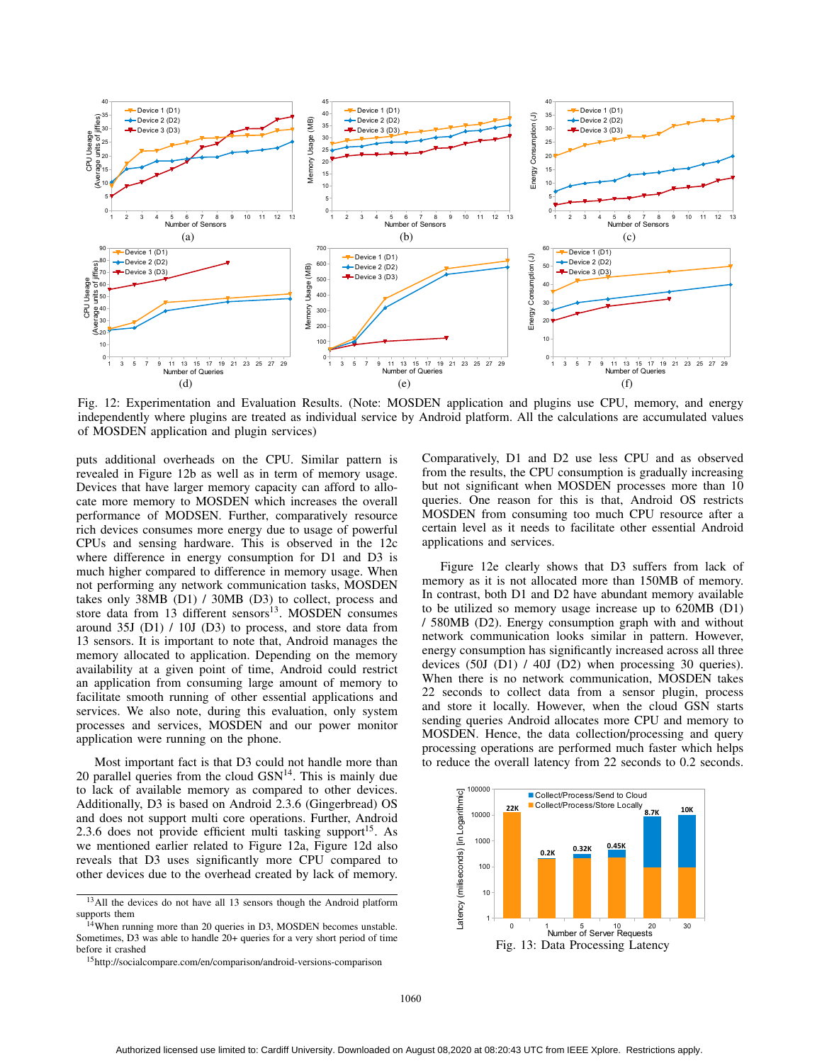Fig. 12: Experimentation and Evaluation Results. (Note: MOSDEN application and plugins use CPU, memory, and energy independently where plugins are treated as individual service by Android platform. All the calculations are accumulated values of MOSDEN application and plugin services)

puts additional overheads on the CPU. Similar pattern is revealed in Figure 12b as well as in term of memory usage. Devices that have larger memory capacity can afford to allocate more memory to MOSDEN which increases the overall performance of MODSEN. Further, comparatively resource rich devices consumes more energy due to usage of powerful CPUs and sensing hardware. This is observed in the 12c where difference in energy consumption for D1 and D3 is much higher compared to difference in memory usage. When not performing any network communication tasks, MOSDEN takes only 38MB (D1) / 30MB (D3) to collect, process and store data from 13 different sensors[13]. MOSDEN consumes around 35J (D1) / 10J (D3) to process, and store data from 13 sensors. It is important to note that, Android manages the memory allocated to application. Depending on the memory availability at a given point of time, Android could restrict an application from consuming large amount of memory to facilitate smooth running of other essential applications and services. We also note, during this evaluation, only system processes and services, MOSDEN and our power monitor application were running on the phone.

Most important fact is that D3 could not handle more than 20 parallel queries from the cloud GSN[14]. This is mainly due to lack of available memory as compared to other devices. Additionally, D3 is based on Android 2.3.6 (Gingerbread) OS and does not support multi core operations. Further, Android 2.3.6 does not provide efficient multi tasking support[15]. As we mentioned earlier related to Figure 12a, Figure 12d also reveals that D3 uses significantly more CPU compared to other devices due to the overhead created by lack of memory.

Comparatively, D1 and D2 use less CPU and as observed from the results, the CPU consumption is gradually increasing but not significant when MOSDEN processes more than 10 queries. One reason for this is that, Android OS restricts MOSDEN from consuming too much CPU resource after a certain level as it needs to facilitate other essential Android applications and services.

Figure 12e clearly shows that D3 suffers from lack of memory as it is not allocated more than 150MB of memory. In contrast, both D1 and D2 have abundant memory available to be utilized so memory usage increase up to 620MB (D1) / 580MB (D2). Energy consumption graph with and without network communication looks similar in pattern. However, energy consumption has significantly increased across all three devices (50J (D1) / 40J (D2) when processing 30 queries). When there is no network communication, MOSDEN takes 22 seconds to collect data from a sensor plugin, process and store it locally. However, when the cloud GSN starts sending queries Android allocates more CPU and memory to MOSDEN. Hence, the data collection/processing and query processing operations are performed much faster which helps to reduce the overall latency from 22 seconds to 0.2 seconds.

Fig. 13: Data Processing Latency

[13] All the devices do not have all 13 sensors though the Android platform supports them

[14] When running more than 20 queries in D3, MOSDEN becomes unstable. Sometimes, D3 was able to handle 20+ queries for a very short period of time before it crashed

[15] http://socialcompare.com/en/comparison/android-versions-comparison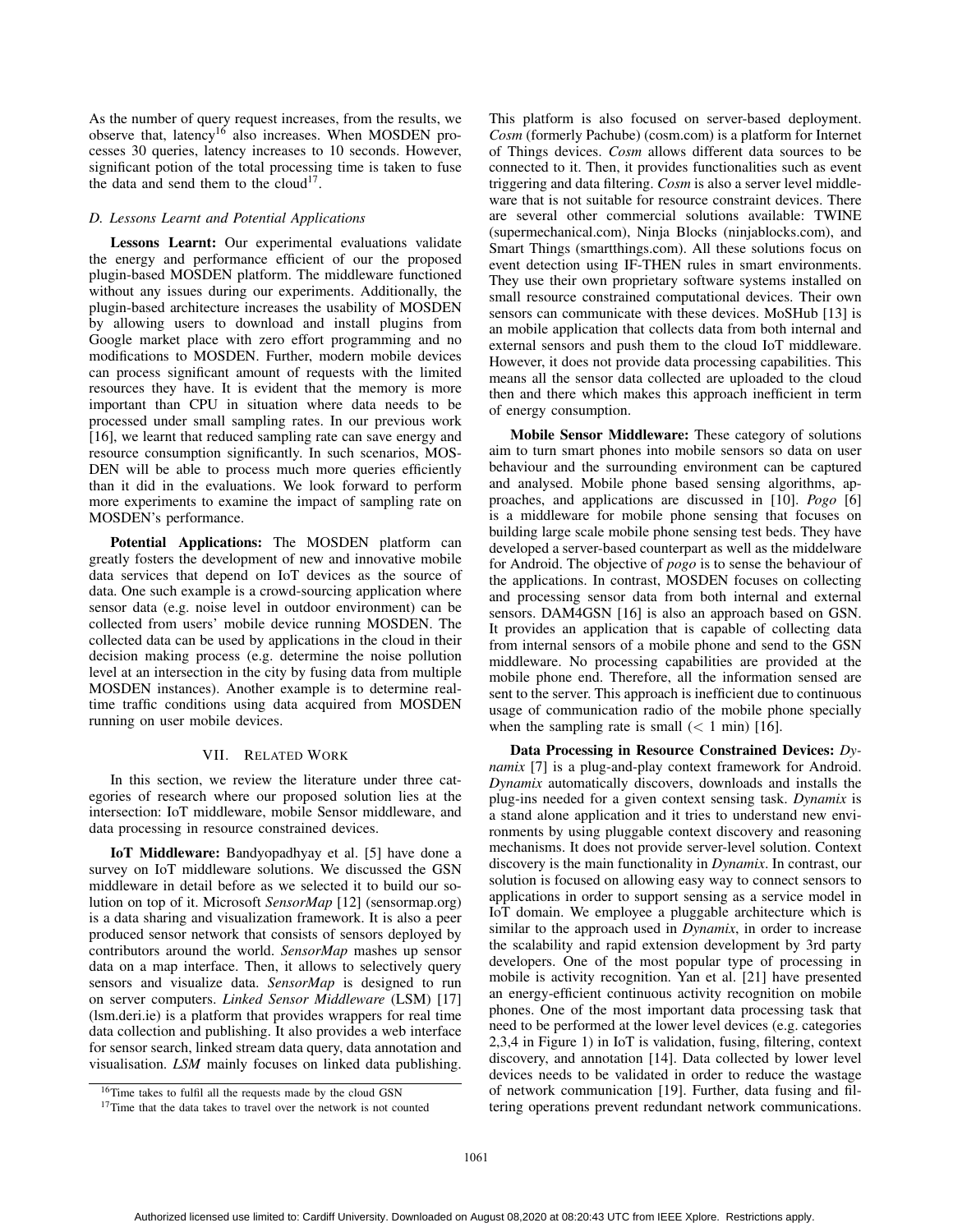As the number of query request increases, from the results, we observe that, latency[16] also increases. When MOSDEN processes 30 queries, latency increases to 10 seconds. However, significant potion of the total processing time is taken to fuse the data and send them to the cloud[17].

### D. Lessons Learnt and Potential Applications

**Lessons Learnt:** Our experimental evaluations validate the energy and performance efficient of our the proposed plugin-based MOSDEN platform. The middleware functioned without any issues during our experiments. Additionally, the plugin-based architecture increases the usability of MOSDEN by allowing users to download and install plugins from Google market place with zero effort programming and no modifications to MOSDEN. Further, modern mobile devices can process significant amount of requests with the limited resources they have. It is evident that the memory is more important than CPU in situation where data needs to be processed under small sampling rates. In our previous work [16], we learnt that reduced sampling rate can save energy and resource consumption significantly. In such scenarios, MOSDEN will be able to process much more queries efficiently than it did in the evaluations. We look forward to perform more experiments to examine the impact of sampling rate on MOSDEN's performance.

**Potential Applications:** The MOSDEN platform can greatly fosters the development of new and innovative mobile data services that depend on IoT devices as the source of data. One such example is a crowd-sourcing application where sensor data (e.g. noise level in outdoor environment) can be collected from users' mobile device running MOSDEN. The collected data can be used by applications in the cloud in their decision making process (e.g. determine the noise pollution level at an intersection in the city by fusing data from multiple MOSDEN instances). Another example is to determine real-time traffic conditions using data acquired from MOSDEN running on user mobile devices.

## VII. Related Work

In this section, we review the literature under three categories of research where our proposed solution lies at the intersection: IoT middleware, mobile Sensor middleware, and data processing in resource constrained devices.

**IoT Middleware:** Bandyopadhyay et al. [5] have done a survey on IoT middleware solutions. We discussed the GSN middleware in detail before as we selected it to build our solution on top of it. Microsoft *SensorMap* [12] (sensormap.org) is a data sharing and visualization framework. It is also a peer produced sensor network that consists of sensors deployed by contributors around the world. *SensorMap* mashes up sensor data on a map interface. Then, it allows to selectively query sensors and visualize data. *SensorMap* is designed to run on server computers. *Linked Sensor Middleware* (LSM) [17] (lsm.deri.ie) is a platform that provides wrappers for real time data collection and publishing. It also provides a web interface for sensor search, linked stream data query, data annotation and visualisation. *LSM* mainly focuses on linked data publishing. This platform is also focused on server-based deployment. *Cosm* (formerly Pachube) (cosm.com) is a platform for Internet of Things devices. *Cosm* allows different data sources to be connected to it. Then, it provides functionalities such as event triggering and data filtering. *Cosm* is also a server level middleware that is not suitable for resource constraint devices. There are several other commercial solutions available: TWINE (supermechanical.com), Ninja Blocks (ninjablocks.com), and Smart Things (smartthings.com). All these solutions focus on event detection using IF-THEN rules in smart environments. They use their own proprietary software systems installed on small resource constrained computational devices. Their own sensors can communicate with these devices. MoSHub [13] is an mobile application that collects data from both internal and external sensors and push them to the cloud IoT middleware. However, it does not provide data processing capabilities. This means all the sensor data collected are uploaded to the cloud then and there which makes this approach inefficient in term of energy consumption.

**Mobile Sensor Middleware:** These category of solutions aim to turn smart phones into mobile sensors so data on user behaviour and the surrounding environment can be captured and analysed. Mobile phone based sensing algorithms, approaches, and applications are discussed in [10]. *Pogo* [6] is a middleware for mobile phone sensing that focuses on building large scale mobile phone sensing test beds. They have developed a server-based counterpart as well as the middelware for Android. The objective of *pogo* is to sense the behaviour of the applications. In contrast, MOSDEN focuses on collecting and processing sensor data from both internal and external sensors. DAM4GSN [16] is also an approach based on GSN. It provides an application that is capable of collecting data from internal sensors of a mobile phone and send to the GSN middleware. No processing capabilities are provided at the mobile phone end. Therefore, all the information sensed are sent to the server. This approach is inefficient due to continuous usage of communication radio of the mobile phone specially when the sampling rate is small ($<$ 1 min) [16].

**Data Processing in Resource Constrained Devices:** *Dynamix* [7] is a plug-and-play context framework for Android. *Dynamix* automatically discovers, downloads and installs the plug-ins needed for a given context sensing task. *Dynamix* is a stand alone application and it tries to understand new environments by using pluggable context discovery and reasoning mechanisms. It does not provide server-level solution. Context discovery is the main functionality in *Dynamix*. In contrast, our solution is focused on allowing easy way to connect sensors to applications in order to support sensing as a service model in IoT domain. We employee a pluggable architecture which is similar to the approach used in *Dynamix*, in order to increase the scalability and rapid extension development by 3rd party developers. One of the most popular type of processing in mobile is activity recognition. Yan et al. [21] have presented an energy-efficient continuous activity recognition on mobile phones. One of the most important data processing task that need to be performed at the lower level devices (e.g. categories 2,3,4 in Figure 1) in IoT is validation, fusing, filtering, context discovery, and annotation [14]. Data collected by lower level devices needs to be validated in order to reduce the wastage of network communication [19]. Further, data fusing and filtering operations prevent redundant network communications.

[16] Time takes to fulfil all the requests made by the cloud GSN

[17] Time that the data takes to travel over the network is not counted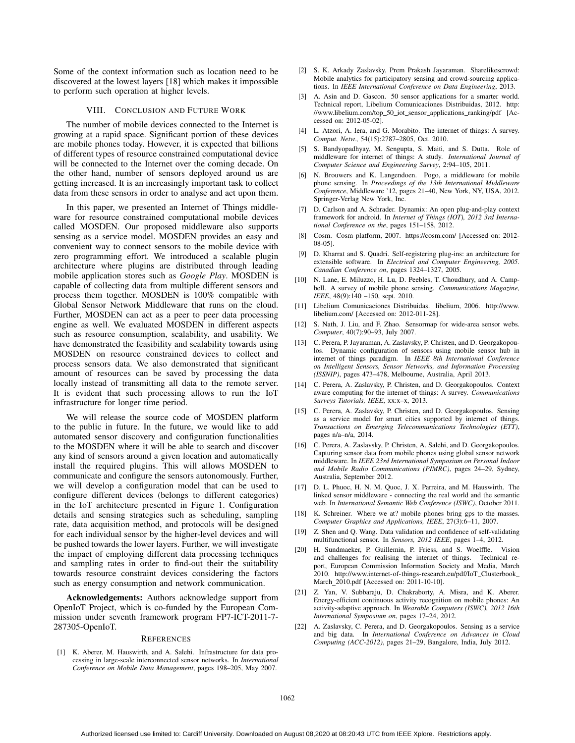Some of the context information such as location need to be discovered at the lowest layers [18] which makes it impossible to perform such operation at higher levels.

## VIII. Conclusion and Future Work

The number of mobile devices connected to the Internet is growing at a rapid space. Significant portion of these devices are mobile phones today. However, it is expected that billions of different types of resource constrained computational device will be connected to the Internet over the coming decade. On the other hand, number of sensors deployed around us are getting increased. It is an increasingly important task to collect data from these sensors in order to analyse and act upon them.

In this paper, we presented an Internet of Things middleware for resource constrained computational mobile devices called MOSDEN. Our proposed middleware also supports sensing as a service model. MOSDEN provides an easy and convenient way to connect sensors to the mobile device with zero programming effort. We introduced a scalable plugin architecture where plugins are distributed through leading mobile application stores such as *Google Play*. MOSDEN is capable of collecting data from multiple different sensors and process them together. MOSDEN is 100% compatible with Global Sensor Network Middleware that runs on the cloud. Further, MOSDEN can act as a peer to peer data processing engine as well. We evaluated MOSDEN in different aspects such as resource consumption, scalability, and usability. We have demonstrated the feasibility and scalability towards using MOSDEN on resource constrained devices to collect and process sensors data. We also demonstrated that significant amount of resources can be saved by processing the data locally instead of transmitting all data to the remote server. It is evident that such processing allows to run the IoT infrastructure for longer time period.

We will release the source code of MOSDEN platform to the public in future. In the future, we would like to add automated sensor discovery and configuration functionalities to the MOSDEN where it will be able to search and discover any kind of sensors around a given location and automatically install the required plugins. This will allows MOSDEN to communicate and configure the sensors autonomously. Further, we will develop a configuration model that can be used to configure different devices (belongs to different categories) in the IoT architecture presented in Figure 1. Configuration details and sensing strategies such as scheduling, sampling rate, data acquisition method, and protocols will be designed for each individual sensor by the higher-level devices and will be pushed towards the lower layers. Further, we will investigate the impact of employing different data processing techniques and sampling rates in order to find-out their the suitability towards resource constraint devices considering the factors such as energy consumption and network communication.

**Acknowledgements:** Authors acknowledge support from OpenIoT Project, which is co-funded by the European Commission under seventh framework program FP7-ICT-2011-7-287305-OpenIoT.

## References

[1] K. Aberer, M. Hauswirth, and A. Salehi. Infrastructure for data processing in large-scale interconnected sensor networks. In *International Conference on Mobile Data Management*, pages 198–205, May 2007.

[2] S. K. Arkady Zaslavsky, Prem Prakash Jayaraman. Sharelikescrowd: Mobile analytics for participatory sensing and crowd-sourcing applications. In *IEEE International Conference on Data Engineering*, 2013.

[3] A. Asin and D. Gascon. 50 sensor applications for a smarter world. Technical report, Libelium Comunicaciones Distribuidas, 2012. http://www.libelium.com/top_50_iot_sensor_applications_ranking/pdf [Accessed on: 2012-05-02].

[4] L. Atzori, A. Iera, and G. Morabito. The internet of things: A survey. *Comput. Netw.*, 54(15):2787–2805, Oct. 2010.

[5] S. Bandyopadhyay, M. Sengupta, S. Maiti, and S. Dutta. Role of middleware for internet of things: A study. *International Journal of Computer Science and Engineering Survey*, 2:94–105, 2011.

[6] N. Brouwers and K. Langendoen. Pogo, a middleware for mobile phone sensing. In *Proceedings of the 13th International Middleware Conference*, Middleware '12, pages 21–40, New York, NY, USA, 2012. Springer-Verlag New York, Inc.

[7] D. Carlson and A. Schrader. Dynamix: An open plug-and-play context framework for android. In *Internet of Things (IOT), 2012 3rd International Conference on the*, pages 151–158, 2012.

[8] Cosm. Cosm platform, 2007. https://cosm.com/ [Accessed on: 2012-08-05].

[9] D. Kharrat and S. Quadri. Self-registering plug-ins: an architecture for extensible software. In *Electrical and Computer Engineering, 2005. Canadian Conference on*, pages 1324–1327, 2005.

[10] N. Lane, E. Miluzzo, H. Lu, D. Peebles, T. Choudhury, and A. Campbell. A survey of mobile phone sensing. *Communications Magazine, IEEE*, 48(9):140 –150, sept. 2010.

[11] Libelium Comunicaciones Distribuidas. libelium, 2006. http://www.libelium.com/ [Accessed on: 2012-011-28].

[12] S. Nath, J. Liu, and F. Zhao. Sensormap for wide-area sensor webs. *Computer*, 40(7):90–93, July 2007.

[13] C. Perera, P. Jayaraman, A. Zaslavsky, P. Christen, and D. Georgakopoulos. Dynamic configuration of sensors using mobile sensor hub in internet of things paradigm. In *IEEE 8th International Conference on Intelligent Sensors, Sensor Networks, and Information Processing (ISSNIP)*, pages 473–478, Melbourne, Australia, April 2013.

[14] C. Perera, A. Zaslavsky, P. Christen, and D. Georgakopoulos. Context aware computing for the internet of things: A survey. *Communications Surveys Tutorials, IEEE*, xx:x–x, 2013.

[15] C. Perera, A. Zaslavsky, P. Christen, and D. Georgakopoulos. Sensing as a service model for smart cities supported by internet of things. *Transactions on Emerging Telecommunications Technologies (ETT)*, pages n/a–n/a, 2014.

[16] C. Perera, A. Zaslavsky, P. Christen, A. Salehi, and D. Georgakopoulos. Capturing sensor data from mobile phones using global sensor network middleware. In *IEEE 23rd International Symposium on Personal Indoor and Mobile Radio Communications (PIMRC)*, pages 24–29, Sydney, Australia, September 2012.

[17] D. L. Phuoc, H. N. M. Quoc, J. X. Parreira, and M. Hauswirth. The linked sensor middleware - connecting the real world and the semantic web. In *International Semantic Web Conference (ISWC)*, October 2011.

[18] K. Schreiner. Where we at? mobile phones bring gps to the masses. *Computer Graphics and Applications, IEEE*, 27(3):6–11, 2007.

[19] Z. Shen and Q. Wang. Data validation and confidence of self-validating multifunctional sensor. In *Sensors, 2012 IEEE*, pages 1–4, 2012.

[20] H. Sundmaeker, P. Guillemin, P. Friess, and S. Woelfflé. Vision and challenges for realising the internet of things. Technical report, European Commission Information Society and Media, March 2010. http://www.internet-of-things-research.eu/pdf/IoT_Clusterbook_March_2010.pdf [Accessed on: 2011-10-10].

[21] Z. Yan, V. Subbaraju, D. Chakraborty, A. Misra, and K. Aberer. Energy-efficient continuous activity recognition on mobile phones: An activity-adaptive approach. In *Wearable Computers (ISWC), 2012 16th International Symposium on*, pages 17–24, 2012.

[22] A. Zaslavsky, C. Perera, and D. Georgakopoulos. Sensing as a service and big data. In *International Conference on Advances in Cloud Computing (ACC-2012)*, pages 21–29, Bangalore, India, July 2012.